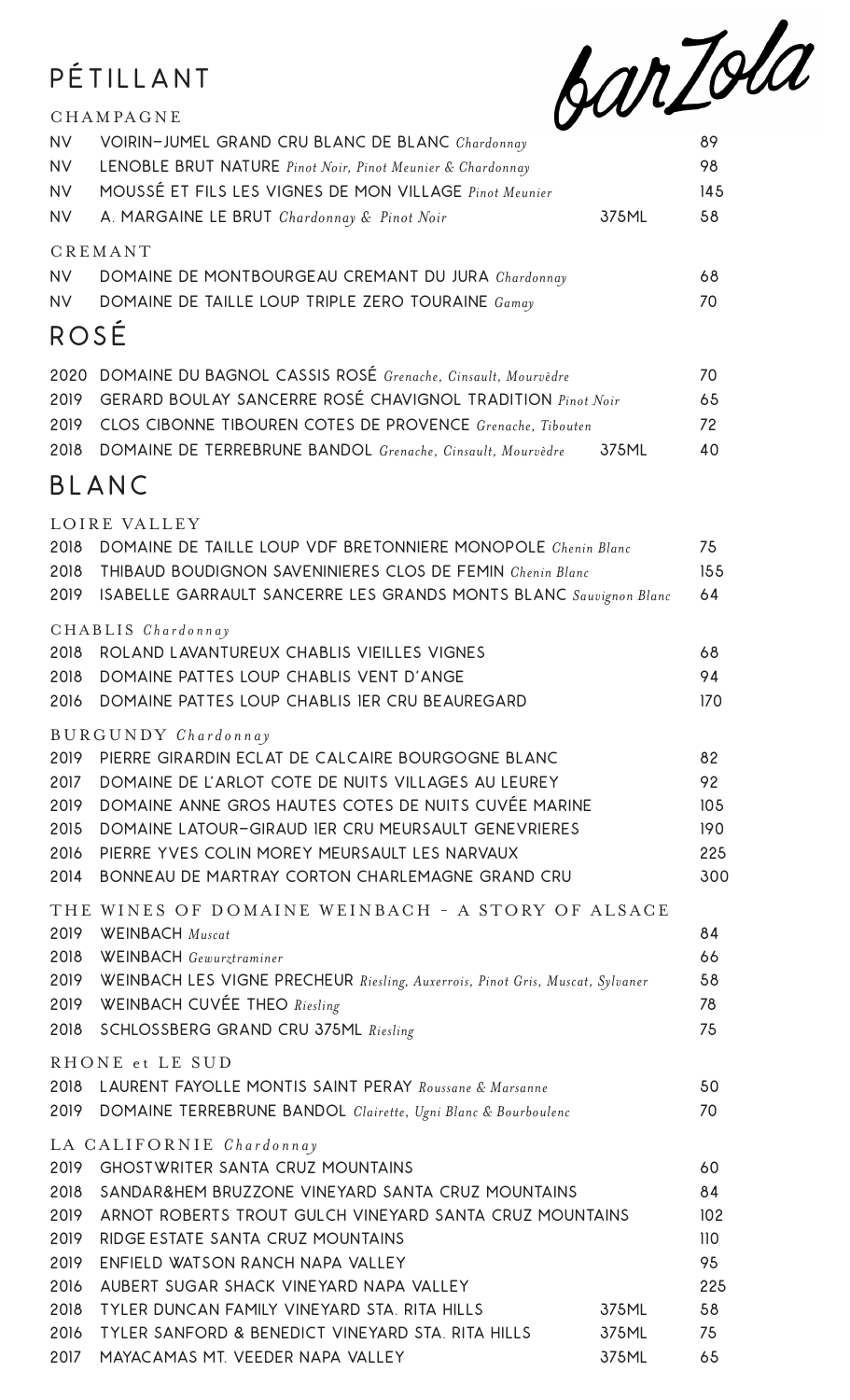# barZola

## PÉTILLANT

### CHAMPAGNE

| | | | |
|---|---|---|---|
| NV | VOIRIN–JUMEL GRAND CRU BLANC DE BLANC *Chardonnay* | | 89 |
| NV | LENOBLE BRUT NATURE *Pinot Noir, Pinot Meunier & Chardonnay* | | 98 |
| NV | MOUSSÉ ET FILS LES VIGNES DE MON VILLAGE *Pinot Meunier* | | 145 |
| NV | A. MARGAINE LE BRUT *Chardonnay & Pinot Noir* | 375ML | 58 |

### CREMANT

| | | |
|---|---|---|
| NV | DOMAINE DE MONTBOURGEAU CREMANT DU JURA *Chardonnay* | 68 |
| NV | DOMAINE DE TAILLE LOUP TRIPLE ZERO TOURAINE *Gamay* | 70 |

## ROSÉ

| | | | |
|---|---|---|---|
| 2020 | DOMAINE DU BAGNOL CASSIS ROSÉ *Grenache, Cinsault, Mourvèdre* | | 70 |
| 2019 | GERARD BOULAY SANCERRE ROSÉ CHAVIGNOL TRADITION *Pinot Noir* | | 65 |
| 2019 | CLOS CIBONNE TIBOUREN COTES DE PROVENCE *Grenache, Tibouten* | | 72 |
| 2018 | DOMAINE DE TERREBRUNE BANDOL *Grenache, Cinsault, Mourvèdre* | 375ML | 40 |

## BLANC

### LOIRE VALLEY

| | | |
|---|---|---|
| 2018 | DOMAINE DE TAILLE LOUP VDF BRETONNIERE MONOPOLE *Chenin Blanc* | 75 |
| 2018 | THIBAUD BOUDIGNON SAVENINIERES CLOS DE FEMIN *Chenin Blanc* | 155 |
| 2019 | ISABELLE GARRAULT SANCERRE LES GRANDS MONTS BLANC *Sauvignon Blanc* | 64 |

### CHABLIS *Chardonnay*

| | | |
|---|---|---|
| 2018 | ROLAND LAVANTUREUX CHABLIS VIEILLES VIGNES | 68 |
| 2018 | DOMAINE PATTES LOUP CHABLIS VENT D'ANGE | 94 |
| 2016 | DOMAINE PATTES LOUP CHABLIS 1ER CRU BEAUREGARD | 170 |

### BURGUNDY *Chardonnay*

| | | |
|---|---|---|
| 2019 | PIERRE GIRARDIN ECLAT DE CALCAIRE BOURGOGNE BLANC | 82 |
| 2017 | DOMAINE DE L'ARLOT COTE DE NUITS VILLAGES AU LEUREY | 92 |
| 2019 | DOMAINE ANNE GROS HAUTES COTES DE NUITS CUVÉE MARINE | 105 |
| 2015 | DOMAINE LATOUR–GIRAUD 1ER CRU MEURSAULT GENEVRIERES | 190 |
| 2016 | PIERRE YVES COLIN MOREY MEURSAULT LES NARVAUX | 225 |
| 2014 | BONNEAU DE MARTRAY CORTON CHARLEMAGNE GRAND CRU | 300 |

### THE WINES OF DOMAINE WEINBACH - A STORY OF ALSACE

| | | |
|---|---|---|
| 2019 | WEINBACH *Muscat* | 84 |
| 2018 | WEINBACH *Gewurztraminer* | 66 |
| 2019 | WEINBACH LES VIGNE PRECHEUR *Riesling, Auxerrois, Pinot Gris, Muscat, Sylvaner* | 58 |
| 2019 | WEINBACH CUVÉE THEO *Riesling* | 78 |
| 2018 | SCHLOSSBERG GRAND CRU 375ML *Riesling* | 75 |

### RHONE et LE SUD

| | | |
|---|---|---|
| 2018 | LAURENT FAYOLLE MONTIS SAINT PERAY *Roussane & Marsanne* | 50 |
| 2019 | DOMAINE TERREBRUNE BANDOL *Clairette, Ugni Blanc & Bourboulenc* | 70 |

### LA CALIFORNIE *Chardonnay*

| | | | |
|---|---|---|---|
| 2019 | GHOSTWRITER SANTA CRUZ MOUNTAINS | | 60 |
| 2018 | SANDAR&HEM BRUZZONE VINEYARD SANTA CRUZ MOUNTAINS | | 84 |
| 2019 | ARNOT ROBERTS TROUT GULCH VINEYARD SANTA CRUZ MOUNTAINS | | 102 |
| 2019 | RIDGE ESTATE SANTA CRUZ MOUNTAINS | | 110 |
| 2019 | ENFIELD WATSON RANCH NAPA VALLEY | | 95 |
| 2016 | AUBERT SUGAR SHACK VINEYARD NAPA VALLEY | | 225 |
| 2018 | TYLER DUNCAN FAMILY VINEYARD STA. RITA HILLS | 375ML | 58 |
| 2016 | TYLER SANFORD & BENEDICT VINEYARD STA. RITA HILLS | 375ML | 75 |
| 2017 | MAYACAMAS MT. VEEDER NAPA VALLEY | 375ML | 65 |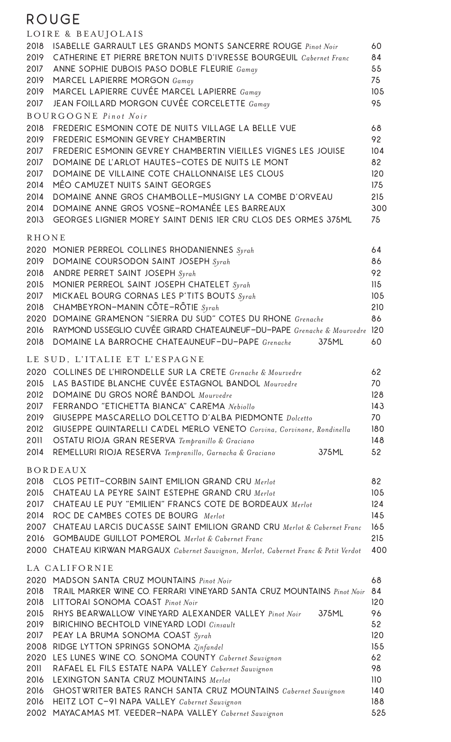# ROUGE

## LOIRE & BEAUJOLAIS

| | | |
|---|---|---|
| 2018 | ISABELLE GARRAULT LES GRANDS MONTS SANCERRE ROUGE *Pinot Noir* | 60 |
| 2019 | CATHERINE ET PIERRE BRETON NUITS D'IVRESSE BOURGEUIL *Cabernet Franc* | 84 |
| 2017 | ANNE SOPHIE DUBOIS PASO DOBLE FLEURIE *Gamay* | 55 |
| 2019 | MARCEL LAPIERRE MORGON *Gamay* | 75 |
| 2019 | MARCEL LAPIERRE CUVÉE MARCEL LAPIERRE *Gamay* | 105 |
| 2017 | JEAN FOILLARD MORGON CUVÉE CORCELETTE *Gamay* | 95 |

## BOURGOGNE *Pinot Noir*

| | | |
|---|---|---|
| 2018 | FREDERIC ESMONIN COTE DE NUITS VILLAGE LA BELLE VUE | 68 |
| 2019 | FREDERIC ESMONIN GEVREY CHAMBERTIN | 92 |
| 2017 | FREDERIC ESMONIN GEVREY CHAMBERTIN VIEILLES VIGNES LES JOUISE | 104 |
| 2017 | DOMAINE DE L'ARLOT HAUTES-COTES DE NUITS LE MONT | 82 |
| 2017 | DOMAINE DE VILLAINE COTE CHALLONNAISE LES CLOUS | 120 |
| 2014 | MÉO CAMUZET NUITS SAINT GEORGES | 175 |
| 2014 | DOMAINE ANNE GROS CHAMBOLLE-MUSIGNY LA COMBE D'ORVEAU | 215 |
| 2014 | DOMAINE ANNE GROS VOSNE-ROMANÉE LES BARREAUX | 300 |
| 2013 | GEORGES LIGNIER MOREY SAINT DENIS 1ER CRU CLOS DES ORMES 375ML | 75 |

## RHONE

| | | |
|---|---|---|
| 2020 | MONIER PERREOL COLLINES RHODANIENNES *Syrah* | 64 |
| 2019 | DOMAINE COURSODON SAINT JOSEPH *Syrah* | 86 |
| 2018 | ANDRE PERRET SAINT JOSEPH *Syrah* | 92 |
| 2015 | MONIER PERREOL SAINT JOSEPH CHATELET *Syrah* | 115 |
| 2017 | MICKAEL BOURG CORNAS LES P'TITS BOUTS *Syrah* | 105 |
| 2018 | CHAMBEYRON-MANIN CÔTE-RÔTIE *Syrah* | 210 |
| 2020 | DOMAINE GRAMENON "SIERRA DU SUD" COTES DU RHONE *Grenache* | 86 |
| 2016 | RAYMOND USSEGLIO CUVÉE GIRARD CHATEAUNEUF-DU-PAPE *Grenache & Mourvedre* | 120 |
| 2018 | DOMAINE LA BARROCHE CHATEAUNEUF-DU-PAPE *Grenache* 375ML | 60 |

## LE SUD, L'ITALIE ET L'ESPAGNE

| | | |
|---|---|---|
| 2020 | COLLINES DE L'HIRONDELLE SUR LA CRETE *Grenache & Mourvedre* | 62 |
| 2015 | LAS BASTIDE BLANCHE CUVÉE ESTAGNOL BANDOL *Mourvedre* | 70 |
| 2012 | DOMAINE DU GROS NORÉ BANDOL *Mourvedre* | 128 |
| 2017 | FERRANDO "ETICHETTA BIANCA" CAREMA *Nebiollo* | 143 |
| 2019 | GIUSEPPE MASCARELLO DOLCETTO D'ALBA PIEDMONTE *Dolcetto* | 70 |
| 2012 | GIUSEPPE QUINTARELLI CA'DEL MERLO VENETO *Corvina, Corvinone, Rondinella* | 180 |
| 2011 | OSTATU RIOJA GRAN RESERVA *Tempranillo & Graciano* | 148 |
| 2014 | REMELLURI RIOJA RESERVA *Tempranillo, Garnacha & Graciano* 375ML | 52 |

## BORDEAUX

| | | |
|---|---|---|
| 2018 | CLOS PETIT-CORBIN SAINT EMILION GRAND CRU *Merlot* | 82 |
| 2015 | CHATEAU LA PEYRE SAINT ESTEPHE GRAND CRU *Merlot* | 105 |
| 2017 | CHATEAU LE PUY "EMILIEN" FRANCS COTE DE BORDEAUX *Merlot* | 124 |
| 2014 | ROC DE CAMBES COTES DE BOURG *Merlot* | 145 |
| 2007 | CHATEAU LARCIS DUCASSE SAINT EMILION GRAND CRU *Merlot & Cabernet Franc* | 165 |
| 2016 | GOMBAUDE GUILLOT POMEROL *Merlot & Cabernet Franc* | 215 |
| 2000 | CHATEAU KIRWAN MARGAUX *Cabernet Sauvignon, Merlot, Cabernet Franc & Petit Verdot* | 400 |

## LA CALIFORNIE

| | | |
|---|---|---|
| 2020 | MADSON SANTA CRUZ MOUNTAINS *Pinot Noir* | 68 |
| 2018 | TRAIL MARKER WINE CO. FERRARI VINEYARD SANTA CRUZ MOUNTAINS *Pinot Noir* | 84 |
| 2018 | LITTORAI SONOMA COAST *Pinot Noir* | 120 |
| 2015 | RHYS BEARWALLOW VINEYARD ALEXANDER VALLEY *Pinot Noir* 375ML | 96 |
| 2019 | BIRICHINO BECHTOLD VINEYARD LODI *Cinsault* | 52 |
| 2017 | PEAY LA BRUMA SONOMA COAST *Syrah* | 120 |
| 2008 | RIDGE LYTTON SPRINGS SONOMA *Zinfandel* | 155 |
| 2020 | LES LUNES WINE CO. SONOMA COUNTY *Cabernet Sauvignon* | 62 |
| 2011 | RAFAEL EL FILS ESTATE NAPA VALLEY *Cabernet Sauvignon* | 98 |
| 2016 | LEXINGTON SANTA CRUZ MOUNTAINS *Merlot* | 110 |
| 2016 | GHOSTWRITER BATES RANCH SANTA CRUZ MOUNTAINS *Cabernet Sauvignon* | 140 |
| 2016 | HEITZ LOT C-91 NAPA VALLEY *Cabernet Sauvignon* | 188 |
| 2002 | MAYACAMAS MT. VEEDER-NAPA VALLEY *Cabernet Sauvignon* | 525 |